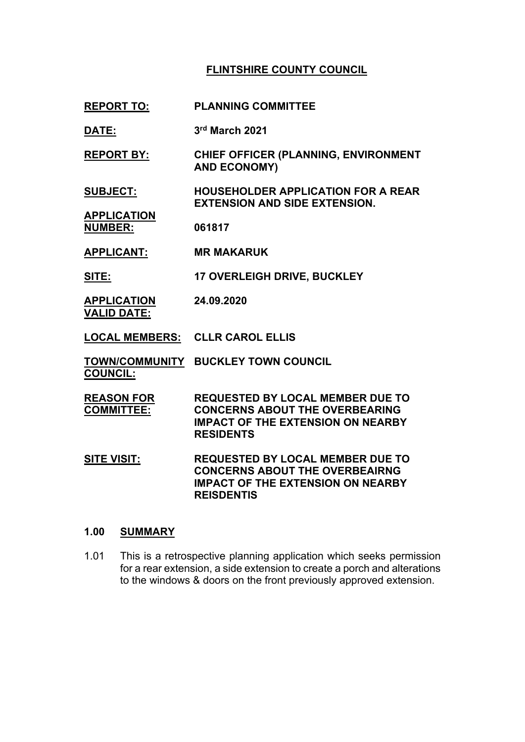# FLINTSHIRE COUNTY COUNCIL

| | |
|---|---|
| **REPORT TO:** | **PLANNING COMMITTEE** |
| **DATE:** | **3rd March 2021** |
| **REPORT BY:** | **CHIEF OFFICER (PLANNING, ENVIRONMENT AND ECONOMY)** |
| **SUBJECT:** | **HOUSEHOLDER APPLICATION FOR A REAR EXTENSION AND SIDE EXTENSION.** |
| **APPLICATION NUMBER:** | **061817** |
| **APPLICANT:** | **MR MAKARUK** |
| **SITE:** | **17 OVERLEIGH DRIVE, BUCKLEY** |
| **APPLICATION VALID DATE:** | **24.09.2020** |
| **LOCAL MEMBERS:** | **CLLR CAROL ELLIS** |
| **TOWN/COMMUNITY COUNCIL:** | **BUCKLEY TOWN COUNCIL** |
| **REASON FOR COMMITTEE:** | **REQUESTED BY LOCAL MEMBER DUE TO CONCERNS ABOUT THE OVERBEARING IMPACT OF THE EXTENSION ON NEARBY RESIDENTS** |
| **SITE VISIT:** | **REQUESTED BY LOCAL MEMBER DUE TO CONCERNS ABOUT THE OVERBEAIRNG IMPACT OF THE EXTENSION ON NEARBY REISDENTIS** |

## 1.00 SUMMARY

1.01 This is a retrospective planning application which seeks permission for a rear extension, a side extension to create a porch and alterations to the windows & doors on the front previously approved extension.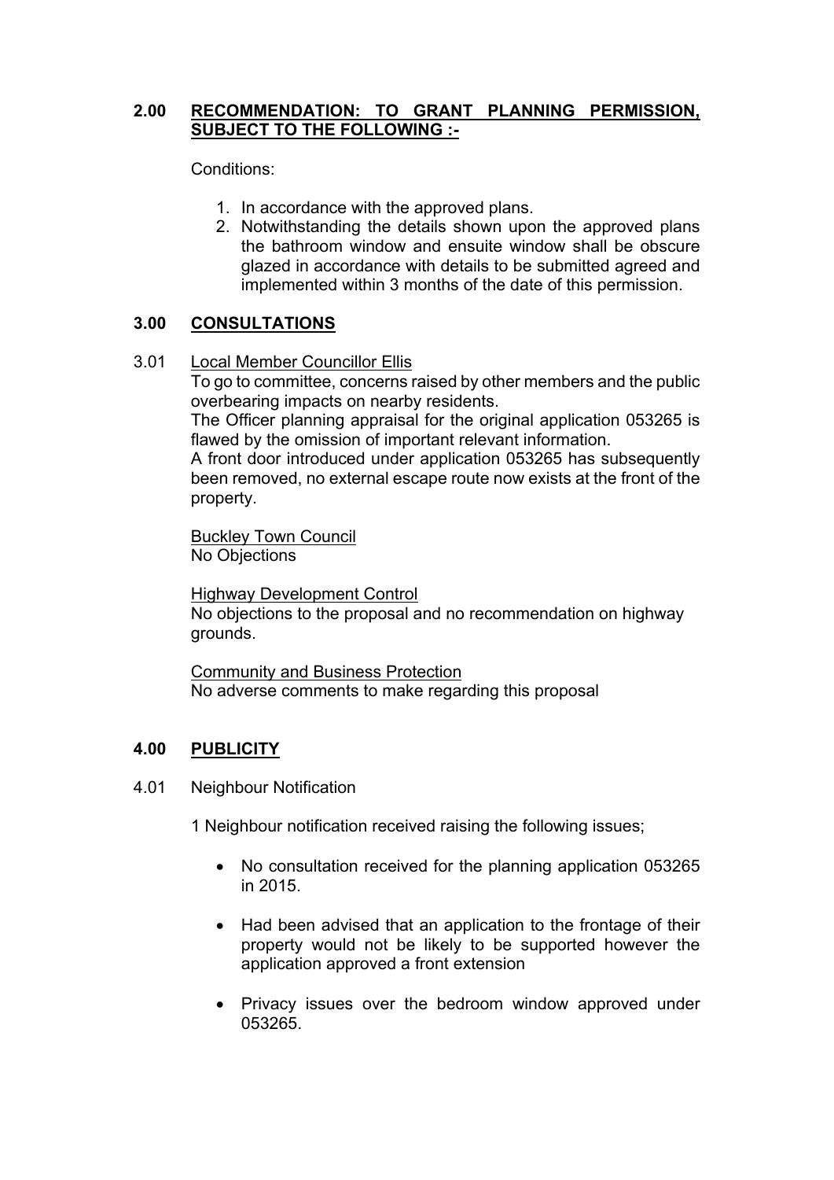## 2.00 RECOMMENDATION: TO GRANT PLANNING PERMISSION, SUBJECT TO THE FOLLOWING :-

Conditions:

1. In accordance with the approved plans.
2. Notwithstanding the details shown upon the approved plans the bathroom window and ensuite window shall be obscure glazed in accordance with details to be submitted agreed and implemented within 3 months of the date of this permission.

## 3.00 CONSULTATIONS

3.01 Local Member Councillor Ellis

To go to committee, concerns raised by other members and the public overbearing impacts on nearby residents.

The Officer planning appraisal for the original application 053265 is flawed by the omission of important relevant information.

A front door introduced under application 053265 has subsequently been removed, no external escape route now exists at the front of the property.

Buckley Town Council
No Objections

Highway Development Control
No objections to the proposal and no recommendation on highway grounds.

Community and Business Protection
No adverse comments to make regarding this proposal

## 4.00 PUBLICITY

4.01 Neighbour Notification

1 Neighbour notification received raising the following issues;

- No consultation received for the planning application 053265 in 2015.

- Had been advised that an application to the frontage of their property would not be likely to be supported however the application approved a front extension

- Privacy issues over the bedroom window approved under 053265.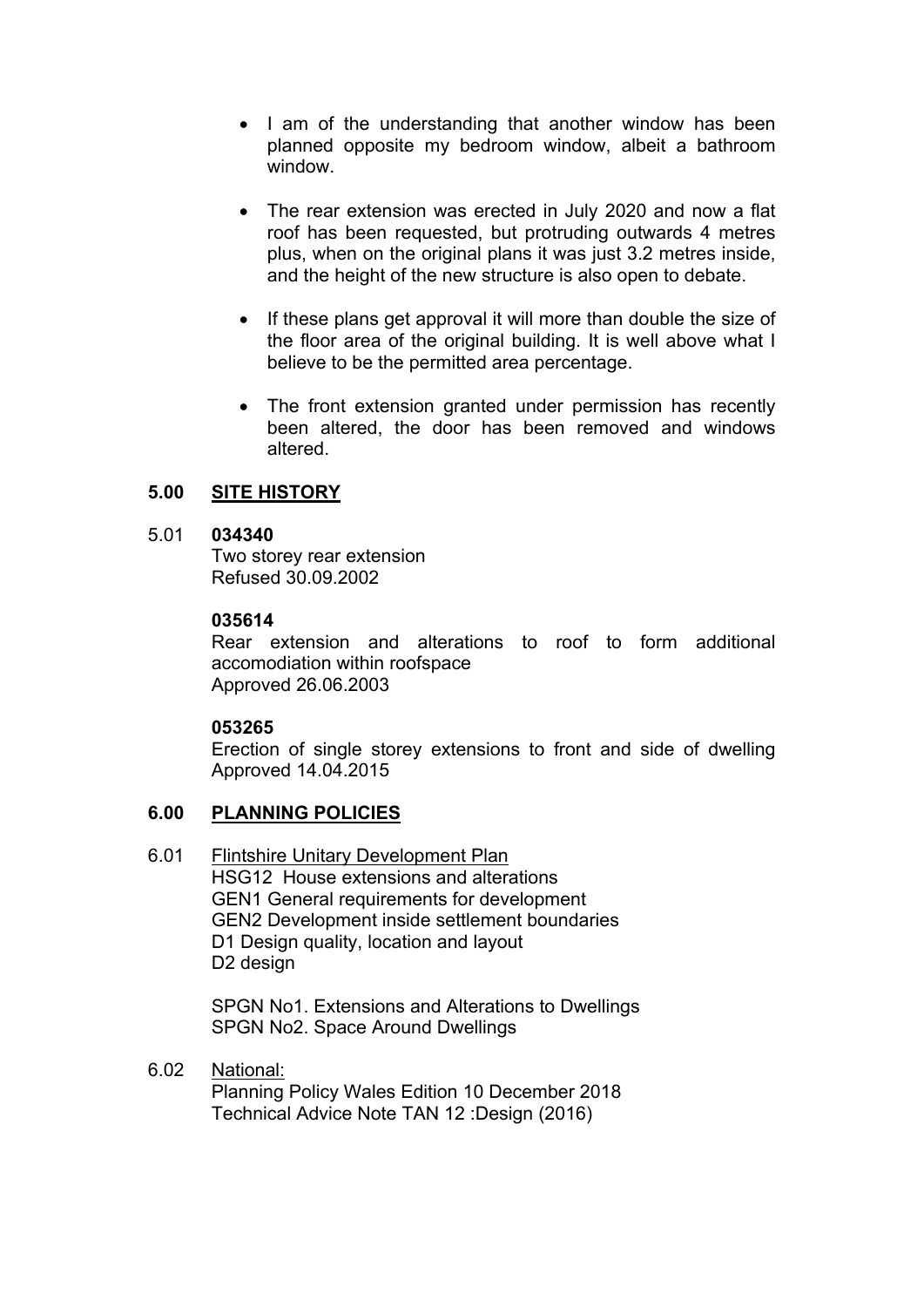- I am of the understanding that another window has been planned opposite my bedroom window, albeit a bathroom window.

- The rear extension was erected in July 2020 and now a flat roof has been requested, but protruding outwards 4 metres plus, when on the original plans it was just 3.2 metres inside, and the height of the new structure is also open to debate.

- If these plans get approval it will more than double the size of the floor area of the original building. It is well above what I believe to be the permitted area percentage.

- The front extension granted under permission has recently been altered, the door has been removed and windows altered.

## 5.00 SITE HISTORY

5.01 **034340**
Two storey rear extension
Refused 30.09.2002

**035614**
Rear extension and alterations to roof to form additional accomodiation within roofspace
Approved 26.06.2003

**053265**
Erection of single storey extensions to front and side of dwelling
Approved 14.04.2015

## 6.00 PLANNING POLICIES

6.01 Flintshire Unitary Development Plan
HSG12 House extensions and alterations
GEN1 General requirements for development
GEN2 Development inside settlement boundaries
D1 Design quality, location and layout
D2 design

SPGN No1. Extensions and Alterations to Dwellings
SPGN No2. Space Around Dwellings

6.02 National:
Planning Policy Wales Edition 10 December 2018
Technical Advice Note TAN 12 :Design (2016)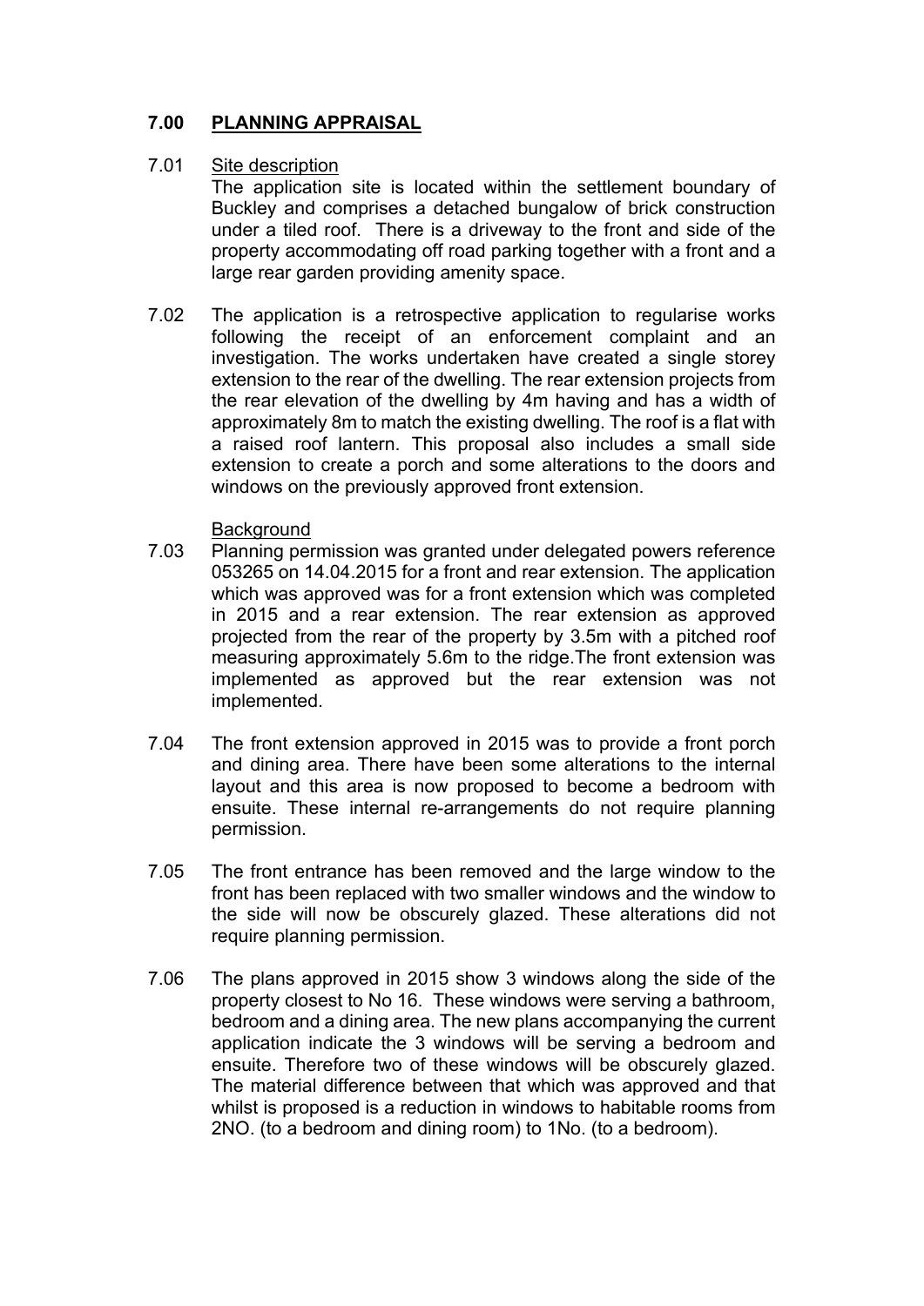## 7.00 PLANNING APPRAISAL

7.01 Site description

The application site is located within the settlement boundary of Buckley and comprises a detached bungalow of brick construction under a tiled roof. There is a driveway to the front and side of the property accommodating off road parking together with a front and a large rear garden providing amenity space.

7.02 The application is a retrospective application to regularise works following the receipt of an enforcement complaint and an investigation. The works undertaken have created a single storey extension to the rear of the dwelling. The rear extension projects from the rear elevation of the dwelling by 4m having and has a width of approximately 8m to match the existing dwelling. The roof is a flat with a raised roof lantern. This proposal also includes a small side extension to create a porch and some alterations to the doors and windows on the previously approved front extension.

Background

7.03 Planning permission was granted under delegated powers reference 053265 on 14.04.2015 for a front and rear extension. The application which was approved was for a front extension which was completed in 2015 and a rear extension. The rear extension as approved projected from the rear of the property by 3.5m with a pitched roof measuring approximately 5.6m to the ridge.The front extension was implemented as approved but the rear extension was not implemented.

7.04 The front extension approved in 2015 was to provide a front porch and dining area. There have been some alterations to the internal layout and this area is now proposed to become a bedroom with ensuite. These internal re-arrangements do not require planning permission.

7.05 The front entrance has been removed and the large window to the front has been replaced with two smaller windows and the window to the side will now be obscurely glazed. These alterations did not require planning permission.

7.06 The plans approved in 2015 show 3 windows along the side of the property closest to No 16. These windows were serving a bathroom, bedroom and a dining area. The new plans accompanying the current application indicate the 3 windows will be serving a bedroom and ensuite. Therefore two of these windows will be obscurely glazed. The material difference between that which was approved and that whilst is proposed is a reduction in windows to habitable rooms from 2NO. (to a bedroom and dining room) to 1No. (to a bedroom).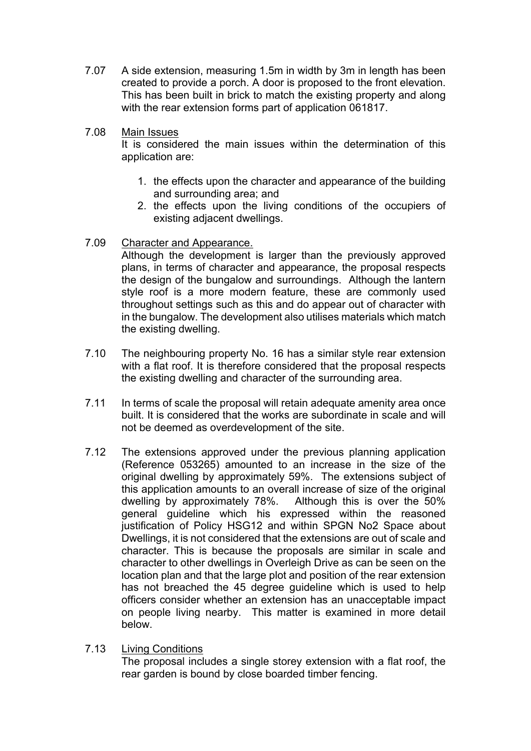7.07 A side extension, measuring 1.5m in width by 3m in length has been created to provide a porch. A door is proposed to the front elevation. This has been built in brick to match the existing property and along with the rear extension forms part of application 061817.

7.08 <u>Main Issues</u>
It is considered the main issues within the determination of this application are:

1. the effects upon the character and appearance of the building and surrounding area; and
2. the effects upon the living conditions of the occupiers of existing adjacent dwellings.

7.09 <u>Character and Appearance.</u>
Although the development is larger than the previously approved plans, in terms of character and appearance, the proposal respects the design of the bungalow and surroundings. Although the lantern style roof is a more modern feature, these are commonly used throughout settings such as this and do appear out of character with in the bungalow. The development also utilises materials which match the existing dwelling.

7.10 The neighbouring property No. 16 has a similar style rear extension with a flat roof. It is therefore considered that the proposal respects the existing dwelling and character of the surrounding area.

7.11 In terms of scale the proposal will retain adequate amenity area once built. It is considered that the works are subordinate in scale and will not be deemed as overdevelopment of the site.

7.12 The extensions approved under the previous planning application (Reference 053265) amounted to an increase in the size of the original dwelling by approximately 59%. The extensions subject of this application amounts to an overall increase of size of the original dwelling by approximately 78%. Although this is over the 50% general guideline which his expressed within the reasoned justification of Policy HSG12 and within SPGN No2 Space about Dwellings, it is not considered that the extensions are out of scale and character. This is because the proposals are similar in scale and character to other dwellings in Overleigh Drive as can be seen on the location plan and that the large plot and position of the rear extension has not breached the 45 degree guideline which is used to help officers consider whether an extension has an unacceptable impact on people living nearby. This matter is examined in more detail below.

7.13 <u>Living Conditions</u>
The proposal includes a single storey extension with a flat roof, the rear garden is bound by close boarded timber fencing.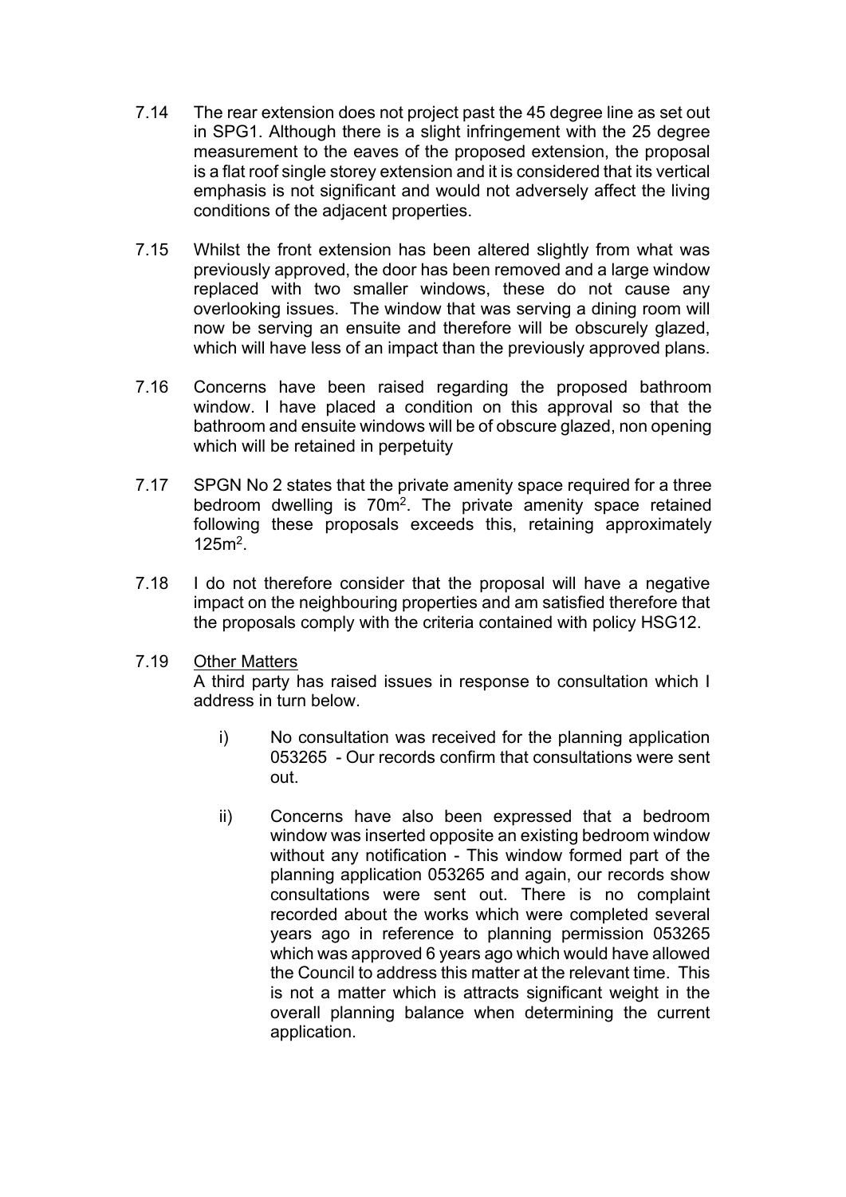7.14 The rear extension does not project past the 45 degree line as set out in SPG1. Although there is a slight infringement with the 25 degree measurement to the eaves of the proposed extension, the proposal is a flat roof single storey extension and it is considered that its vertical emphasis is not significant and would not adversely affect the living conditions of the adjacent properties.

7.15 Whilst the front extension has been altered slightly from what was previously approved, the door has been removed and a large window replaced with two smaller windows, these do not cause any overlooking issues. The window that was serving a dining room will now be serving an ensuite and therefore will be obscurely glazed, which will have less of an impact than the previously approved plans.

7.16 Concerns have been raised regarding the proposed bathroom window. I have placed a condition on this approval so that the bathroom and ensuite windows will be of obscure glazed, non opening which will be retained in perpetuity

7.17 SPGN No 2 states that the private amenity space required for a three bedroom dwelling is $70m^2$. The private amenity space retained following these proposals exceeds this, retaining approximately $125m^2$.

7.18 I do not therefore consider that the proposal will have a negative impact on the neighbouring properties and am satisfied therefore that the proposals comply with the criteria contained with policy HSG12.

7.19 <u>Other Matters</u>
A third party has raised issues in response to consultation which I address in turn below.

i) No consultation was received for the planning application 053265 - Our records confirm that consultations were sent out.

ii) Concerns have also been expressed that a bedroom window was inserted opposite an existing bedroom window without any notification - This window formed part of the planning application 053265 and again, our records show consultations were sent out. There is no complaint recorded about the works which were completed several years ago in reference to planning permission 053265 which was approved 6 years ago which would have allowed the Council to address this matter at the relevant time. This is not a matter which is attracts significant weight in the overall planning balance when determining the current application.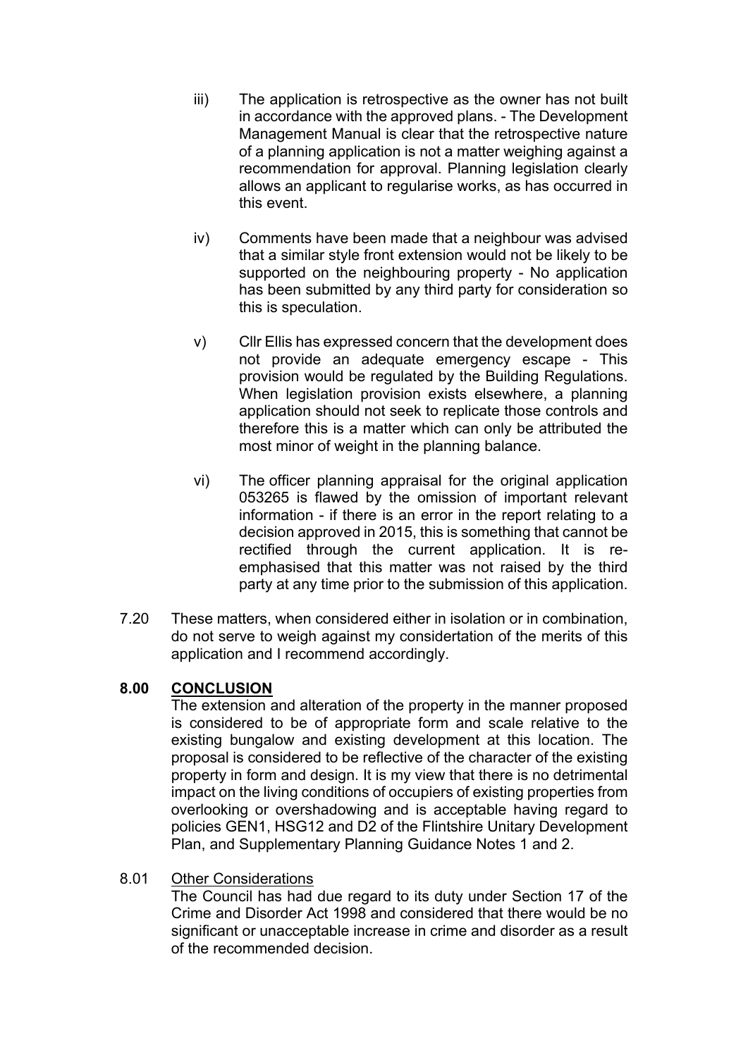iii) The application is retrospective as the owner has not built in accordance with the approved plans. - The Development Management Manual is clear that the retrospective nature of a planning application is not a matter weighing against a recommendation for approval. Planning legislation clearly allows an applicant to regularise works, as has occurred in this event.

iv) Comments have been made that a neighbour was advised that a similar style front extension would not be likely to be supported on the neighbouring property - No application has been submitted by any third party for consideration so this is speculation.

v) Cllr Ellis has expressed concern that the development does not provide an adequate emergency escape - This provision would be regulated by the Building Regulations. When legislation provision exists elsewhere, a planning application should not seek to replicate those controls and therefore this is a matter which can only be attributed the most minor of weight in the planning balance.

vi) The officer planning appraisal for the original application 053265 is flawed by the omission of important relevant information - if there is an error in the report relating to a decision approved in 2015, this is something that cannot be rectified through the current application. It is re-emphasised that this matter was not raised by the third party at any time prior to the submission of this application.

7.20 These matters, when considered either in isolation or in combination, do not serve to weigh against my considertation of the merits of this application and I recommend accordingly.

## 8.00 CONCLUSION

The extension and alteration of the property in the manner proposed is considered to be of appropriate form and scale relative to the existing bungalow and existing development at this location. The proposal is considered to be reflective of the character of the existing property in form and design. It is my view that there is no detrimental impact on the living conditions of occupiers of existing properties from overlooking or overshadowing and is acceptable having regard to policies GEN1, HSG12 and D2 of the Flintshire Unitary Development Plan, and Supplementary Planning Guidance Notes 1 and 2.

8.01 Other Considerations

The Council has had due regard to its duty under Section 17 of the Crime and Disorder Act 1998 and considered that there would be no significant or unacceptable increase in crime and disorder as a result of the recommended decision.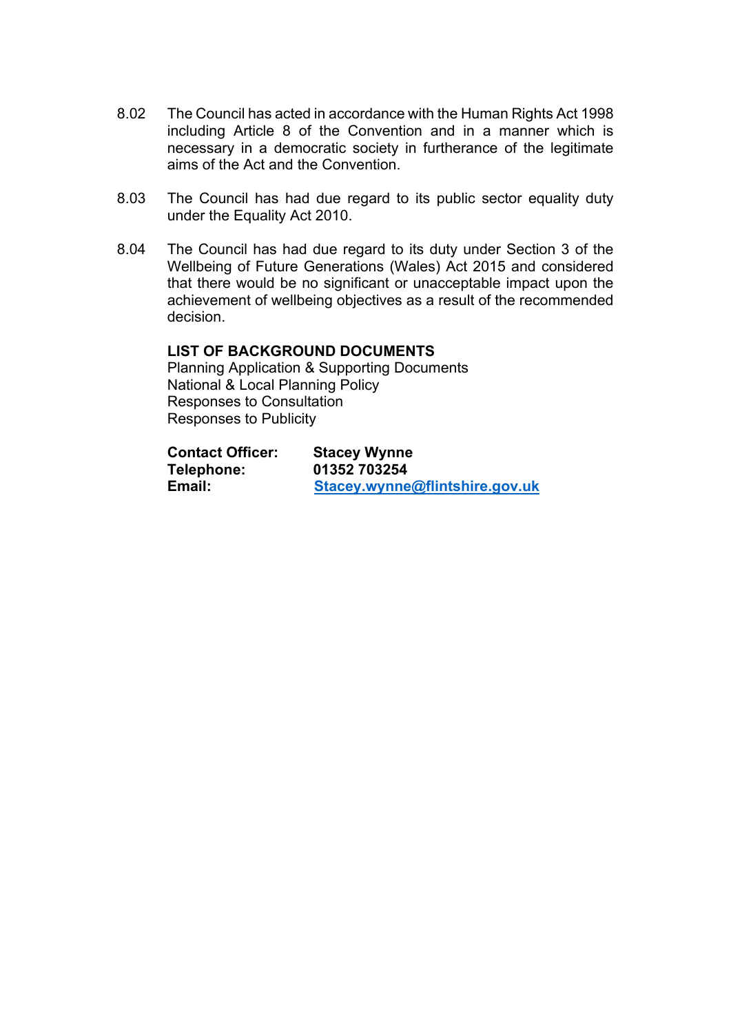8.02 The Council has acted in accordance with the Human Rights Act 1998 including Article 8 of the Convention and in a manner which is necessary in a democratic society in furtherance of the legitimate aims of the Act and the Convention.

8.03 The Council has had due regard to its public sector equality duty under the Equality Act 2010.

8.04 The Council has had due regard to its duty under Section 3 of the Wellbeing of Future Generations (Wales) Act 2015 and considered that there would be no significant or unacceptable impact upon the achievement of wellbeing objectives as a result of the recommended decision.

**LIST OF BACKGROUND DOCUMENTS**

Planning Application & Supporting Documents
National & Local Planning Policy
Responses to Consultation
Responses to Publicity

| | |
|---|---|
| **Contact Officer:** | **Stacey Wynne** |
| **Telephone:** | **01352 703254** |
| **Email:** | **Stacey.wynne@flintshire.gov.uk** |